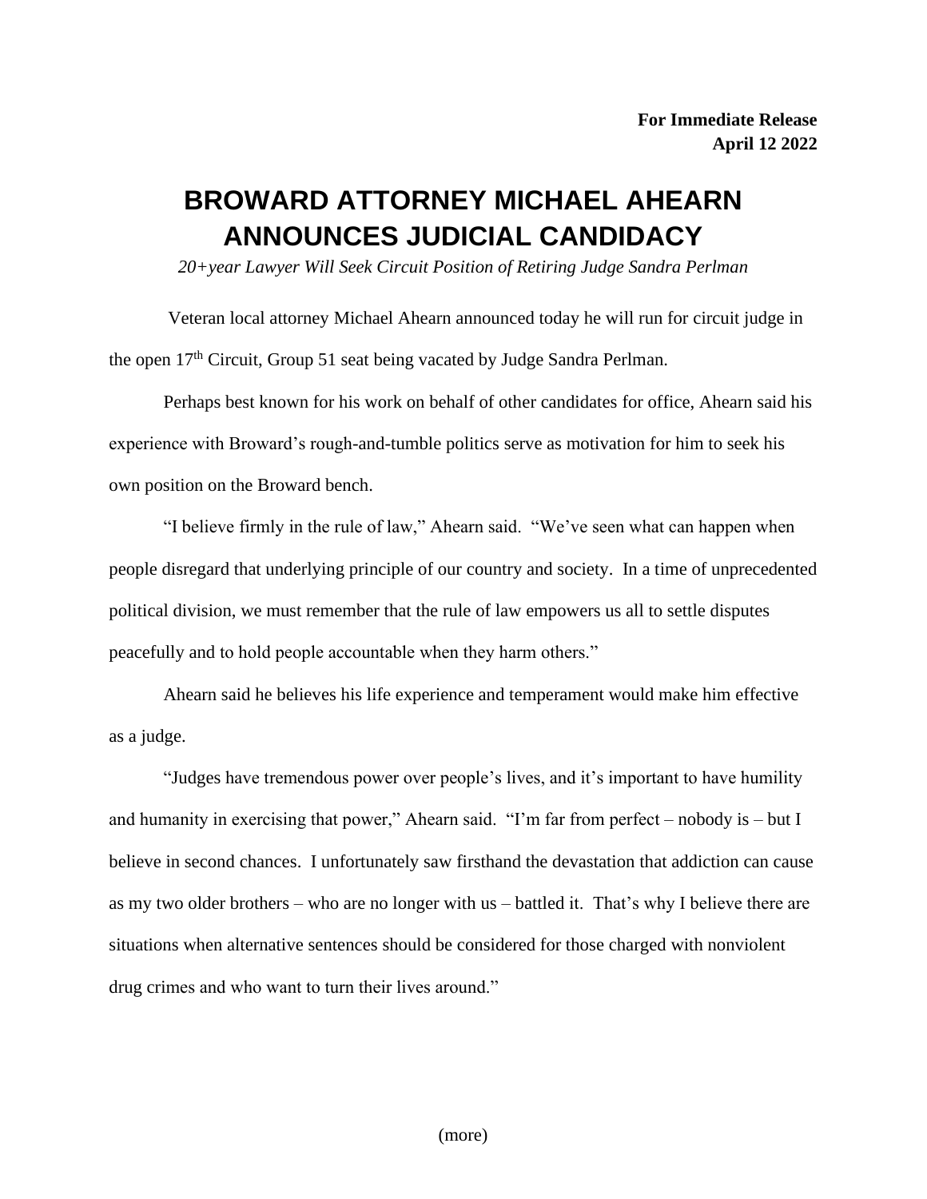**For Immediate Release**
**April 12 2022**

# BROWARD ATTORNEY MICHAEL AHEARN ANNOUNCES JUDICIAL CANDIDACY

*20+year Lawyer Will Seek Circuit Position of Retiring Judge Sandra Perlman*

Veteran local attorney Michael Ahearn announced today he will run for circuit judge in the open 17th Circuit, Group 51 seat being vacated by Judge Sandra Perlman.

Perhaps best known for his work on behalf of other candidates for office, Ahearn said his experience with Broward's rough-and-tumble politics serve as motivation for him to seek his own position on the Broward bench.

"I believe firmly in the rule of law," Ahearn said. "We've seen what can happen when people disregard that underlying principle of our country and society. In a time of unprecedented political division, we must remember that the rule of law empowers us all to settle disputes peacefully and to hold people accountable when they harm others."

Ahearn said he believes his life experience and temperament would make him effective as a judge.

"Judges have tremendous power over people's lives, and it's important to have humility and humanity in exercising that power," Ahearn said. "I'm far from perfect – nobody is – but I believe in second chances. I unfortunately saw firsthand the devastation that addiction can cause as my two older brothers – who are no longer with us – battled it. That's why I believe there are situations when alternative sentences should be considered for those charged with nonviolent drug crimes and who want to turn their lives around."

(more)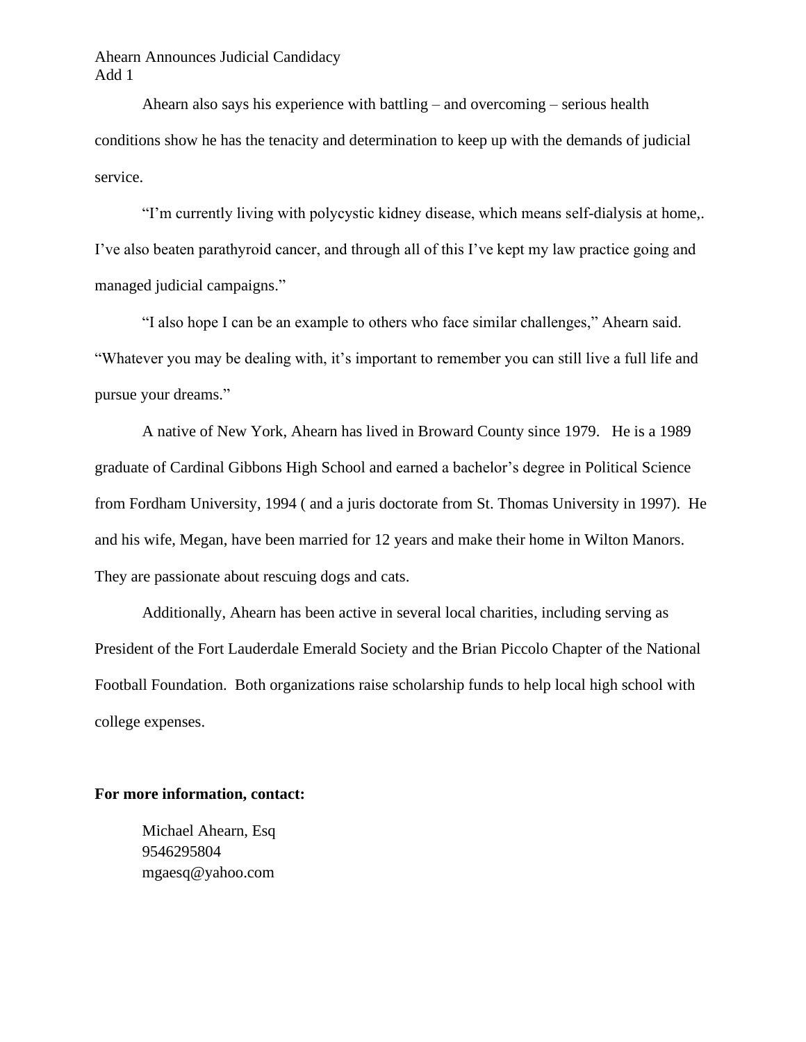Ahearn Announces Judicial Candidacy
Add 1

Ahearn also says his experience with battling – and overcoming – serious health conditions show he has the tenacity and determination to keep up with the demands of judicial service.

"I'm currently living with polycystic kidney disease, which means self-dialysis at home,. I've also beaten parathyroid cancer, and through all of this I've kept my law practice going and managed judicial campaigns."

"I also hope I can be an example to others who face similar challenges," Ahearn said. "Whatever you may be dealing with, it's important to remember you can still live a full life and pursue your dreams."

A native of New York, Ahearn has lived in Broward County since 1979. He is a 1989 graduate of Cardinal Gibbons High School and earned a bachelor's degree in Political Science from Fordham University, 1994 ( and a juris doctorate from St. Thomas University in 1997). He and his wife, Megan, have been married for 12 years and make their home in Wilton Manors. They are passionate about rescuing dogs and cats.

Additionally, Ahearn has been active in several local charities, including serving as President of the Fort Lauderdale Emerald Society and the Brian Piccolo Chapter of the National Football Foundation. Both organizations raise scholarship funds to help local high school with college expenses.

**For more information, contact:**

Michael Ahearn, Esq
9546295804
mgaesq@yahoo.com